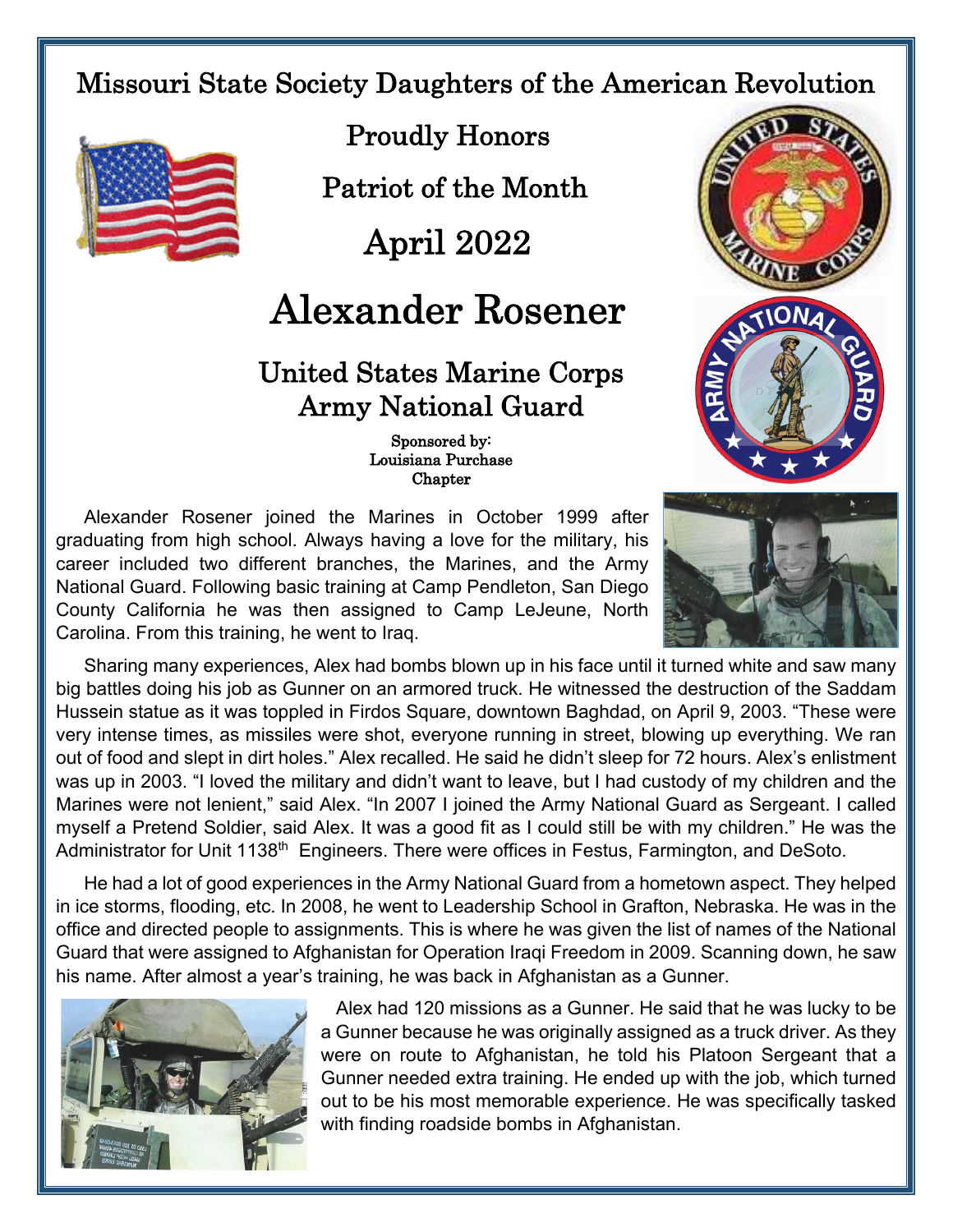# Missouri State Society Daughters of the American Revolution

## Proudly Honors

## Patriot of the Month

## April 2022

# Alexander Rosener

## United States Marine Corps
## Army National Guard

Sponsored by:
Louisiana Purchase
Chapter

Alexander Rosener joined the Marines in October 1999 after graduating from high school. Always having a love for the military, his career included two different branches, the Marines, and the Army National Guard. Following basic training at Camp Pendleton, San Diego County California he was then assigned to Camp LeJeune, North Carolina. From this training, he went to Iraq.

Sharing many experiences, Alex had bombs blown up in his face until it turned white and saw many big battles doing his job as Gunner on an armored truck. He witnessed the destruction of the Saddam Hussein statue as it was toppled in Firdos Square, downtown Baghdad, on April 9, 2003. "These were very intense times, as missiles were shot, everyone running in street, blowing up everything. We ran out of food and slept in dirt holes." Alex recalled. He said he didn't sleep for 72 hours. Alex's enlistment was up in 2003. "I loved the military and didn't want to leave, but I had custody of my children and the Marines were not lenient," said Alex. "In 2007 I joined the Army National Guard as Sergeant. I called myself a Pretend Soldier, said Alex. It was a good fit as I could still be with my children." He was the Administrator for Unit 1138th Engineers. There were offices in Festus, Farmington, and DeSoto.

He had a lot of good experiences in the Army National Guard from a hometown aspect. They helped in ice storms, flooding, etc. In 2008, he went to Leadership School in Grafton, Nebraska. He was in the office and directed people to assignments. This is where he was given the list of names of the National Guard that were assigned to Afghanistan for Operation Iraqi Freedom in 2009. Scanning down, he saw his name. After almost a year's training, he was back in Afghanistan as a Gunner.

Alex had 120 missions as a Gunner. He said that he was lucky to be a Gunner because he was originally assigned as a truck driver. As they were on route to Afghanistan, he told his Platoon Sergeant that a Gunner needed extra training. He ended up with the job, which turned out to be his most memorable experience. He was specifically tasked with finding roadside bombs in Afghanistan.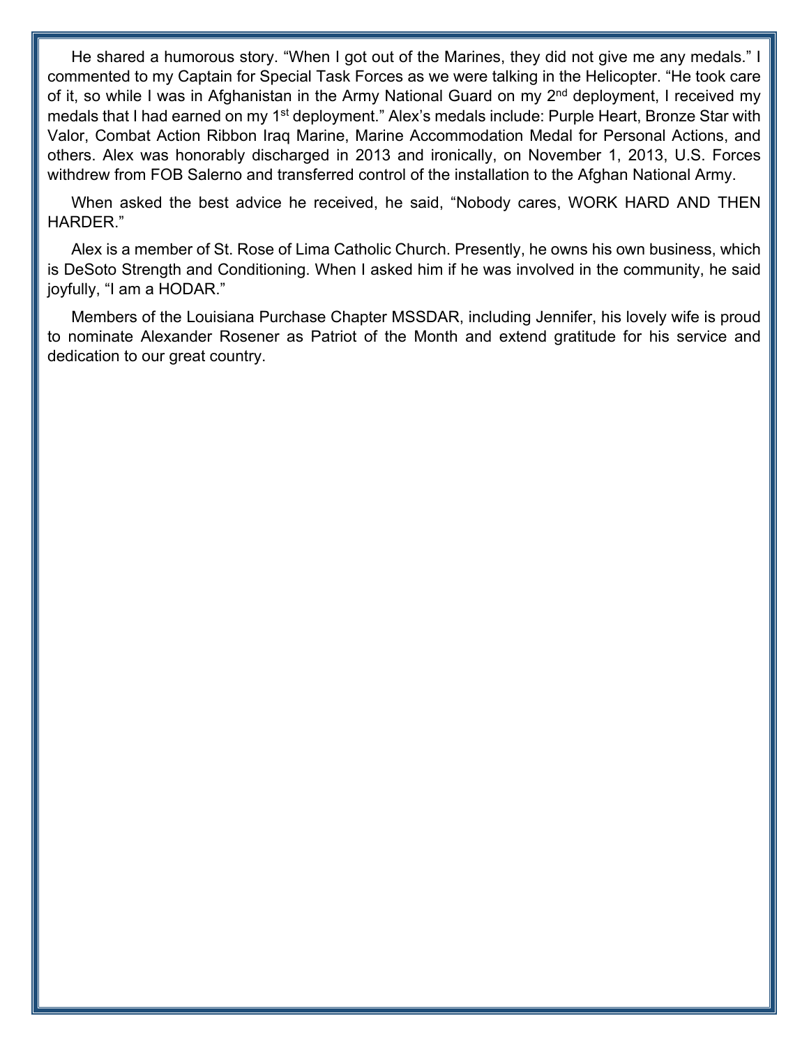He shared a humorous story. "When I got out of the Marines, they did not give me any medals." I commented to my Captain for Special Task Forces as we were talking in the Helicopter. "He took care of it, so while I was in Afghanistan in the Army National Guard on my 2nd deployment, I received my medals that I had earned on my 1st deployment." Alex's medals include: Purple Heart, Bronze Star with Valor, Combat Action Ribbon Iraq Marine, Marine Accommodation Medal for Personal Actions, and others. Alex was honorably discharged in 2013 and ironically, on November 1, 2013, U.S. Forces withdrew from FOB Salerno and transferred control of the installation to the Afghan National Army.

When asked the best advice he received, he said, "Nobody cares, WORK HARD AND THEN HARDER."

Alex is a member of St. Rose of Lima Catholic Church. Presently, he owns his own business, which is DeSoto Strength and Conditioning. When I asked him if he was involved in the community, he said joyfully, "I am a HODAR."

Members of the Louisiana Purchase Chapter MSSDAR, including Jennifer, his lovely wife is proud to nominate Alexander Rosener as Patriot of the Month and extend gratitude for his service and dedication to our great country.